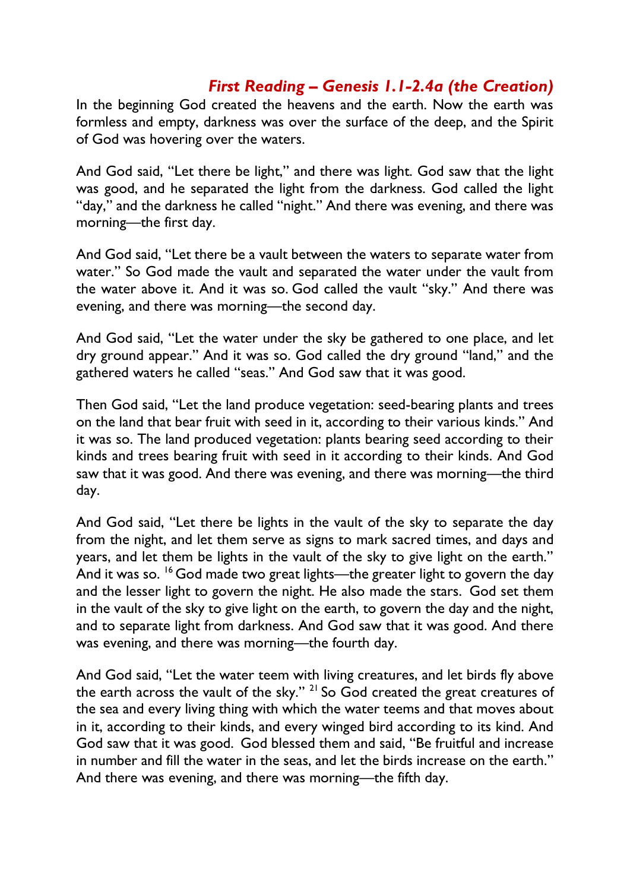## *First Reading – Genesis 1.1-2.4a (the Creation)*

In the beginning God created the heavens and the earth. Now the earth was formless and empty, darkness was over the surface of the deep, and the Spirit of God was hovering over the waters.

And God said, "Let there be light," and there was light. God saw that the light was good, and he separated the light from the darkness. God called the light "day," and the darkness he called "night." And there was evening, and there was morning—the first day.

And God said, "Let there be a vault between the waters to separate water from water." So God made the vault and separated the water under the vault from the water above it. And it was so. God called the vault "sky." And there was evening, and there was morning—the second day.

And God said, "Let the water under the sky be gathered to one place, and let dry ground appear." And it was so. God called the dry ground "land," and the gathered waters he called "seas." And God saw that it was good.

Then God said, "Let the land produce vegetation: seed-bearing plants and trees on the land that bear fruit with seed in it, according to their various kinds." And it was so. The land produced vegetation: plants bearing seed according to their kinds and trees bearing fruit with seed in it according to their kinds. And God saw that it was good. And there was evening, and there was morning—the third day.

And God said, "Let there be lights in the vault of the sky to separate the day from the night, and let them serve as signs to mark sacred times, and days and years, and let them be lights in the vault of the sky to give light on the earth." And it was so. [16] God made two great lights—the greater light to govern the day and the lesser light to govern the night. He also made the stars. God set them in the vault of the sky to give light on the earth, to govern the day and the night, and to separate light from darkness. And God saw that it was good. And there was evening, and there was morning—the fourth day.

And God said, "Let the water teem with living creatures, and let birds fly above the earth across the vault of the sky." [21] So God created the great creatures of the sea and every living thing with which the water teems and that moves about in it, according to their kinds, and every winged bird according to its kind. And God saw that it was good. God blessed them and said, "Be fruitful and increase in number and fill the water in the seas, and let the birds increase on the earth." And there was evening, and there was morning—the fifth day.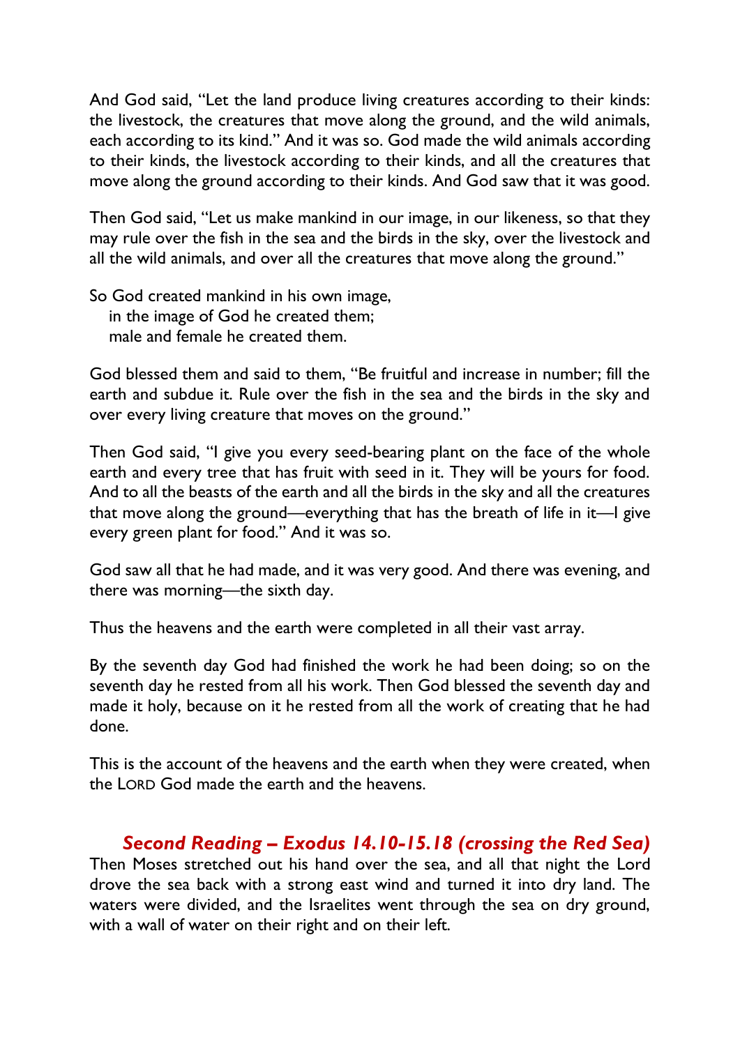And God said, "Let the land produce living creatures according to their kinds: the livestock, the creatures that move along the ground, and the wild animals, each according to its kind." And it was so. God made the wild animals according to their kinds, the livestock according to their kinds, and all the creatures that move along the ground according to their kinds. And God saw that it was good.

Then God said, "Let us make mankind in our image, in our likeness, so that they may rule over the fish in the sea and the birds in the sky, over the livestock and all the wild animals, and over all the creatures that move along the ground."

So God created mankind in his own image,
in the image of God he created them;
male and female he created them.

God blessed them and said to them, "Be fruitful and increase in number; fill the earth and subdue it. Rule over the fish in the sea and the birds in the sky and over every living creature that moves on the ground."

Then God said, "I give you every seed-bearing plant on the face of the whole earth and every tree that has fruit with seed in it. They will be yours for food. And to all the beasts of the earth and all the birds in the sky and all the creatures that move along the ground—everything that has the breath of life in it—I give every green plant for food." And it was so.

God saw all that he had made, and it was very good. And there was evening, and there was morning—the sixth day.

Thus the heavens and the earth were completed in all their vast array.

By the seventh day God had finished the work he had been doing; so on the seventh day he rested from all his work. Then God blessed the seventh day and made it holy, because on it he rested from all the work of creating that he had done.

This is the account of the heavens and the earth when they were created, when the LORD God made the earth and the heavens.

## *Second Reading – Exodus 14.10-15.18 (crossing the Red Sea)*

Then Moses stretched out his hand over the sea, and all that night the Lord drove the sea back with a strong east wind and turned it into dry land. The waters were divided, and the Israelites went through the sea on dry ground, with a wall of water on their right and on their left.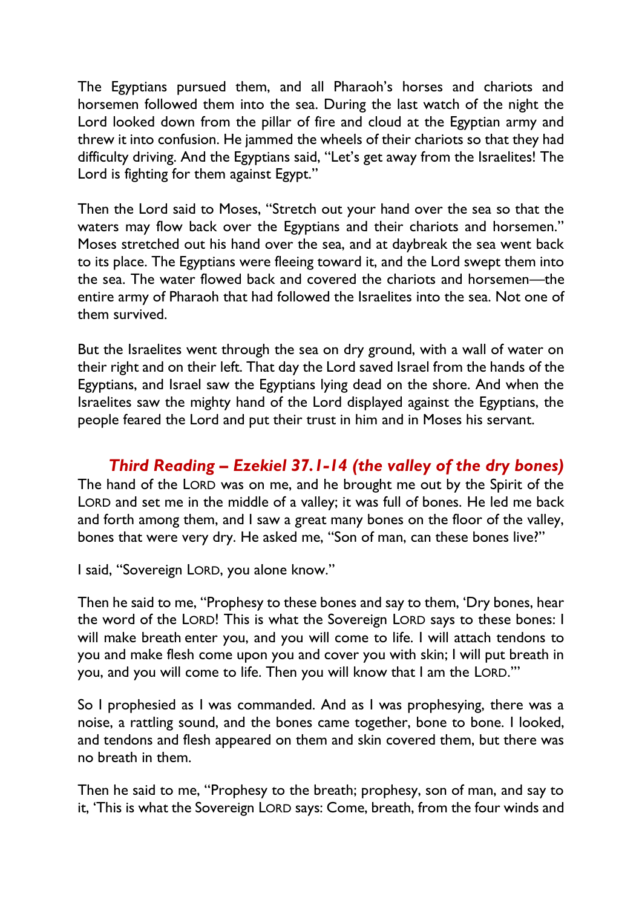The Egyptians pursued them, and all Pharaoh's horses and chariots and horsemen followed them into the sea. During the last watch of the night the Lord looked down from the pillar of fire and cloud at the Egyptian army and threw it into confusion. He jammed the wheels of their chariots so that they had difficulty driving. And the Egyptians said, "Let's get away from the Israelites! The Lord is fighting for them against Egypt."

Then the Lord said to Moses, "Stretch out your hand over the sea so that the waters may flow back over the Egyptians and their chariots and horsemen." Moses stretched out his hand over the sea, and at daybreak the sea went back to its place. The Egyptians were fleeing toward it, and the Lord swept them into the sea. The water flowed back and covered the chariots and horsemen—the entire army of Pharaoh that had followed the Israelites into the sea. Not one of them survived.

But the Israelites went through the sea on dry ground, with a wall of water on their right and on their left. That day the Lord saved Israel from the hands of the Egyptians, and Israel saw the Egyptians lying dead on the shore. And when the Israelites saw the mighty hand of the Lord displayed against the Egyptians, the people feared the Lord and put their trust in him and in Moses his servant.

### *Third Reading – Ezekiel 37.1-14 (the valley of the dry bones)*

The hand of the LORD was on me, and he brought me out by the Spirit of the LORD and set me in the middle of a valley; it was full of bones. He led me back and forth among them, and I saw a great many bones on the floor of the valley, bones that were very dry. He asked me, "Son of man, can these bones live?"

I said, "Sovereign LORD, you alone know."

Then he said to me, "Prophesy to these bones and say to them, 'Dry bones, hear the word of the LORD! This is what the Sovereign LORD says to these bones: I will make breath enter you, and you will come to life. I will attach tendons to you and make flesh come upon you and cover you with skin; I will put breath in you, and you will come to life. Then you will know that I am the LORD.'"

So I prophesied as I was commanded. And as I was prophesying, there was a noise, a rattling sound, and the bones came together, bone to bone. I looked, and tendons and flesh appeared on them and skin covered them, but there was no breath in them.

Then he said to me, "Prophesy to the breath; prophesy, son of man, and say to it, 'This is what the Sovereign LORD says: Come, breath, from the four winds and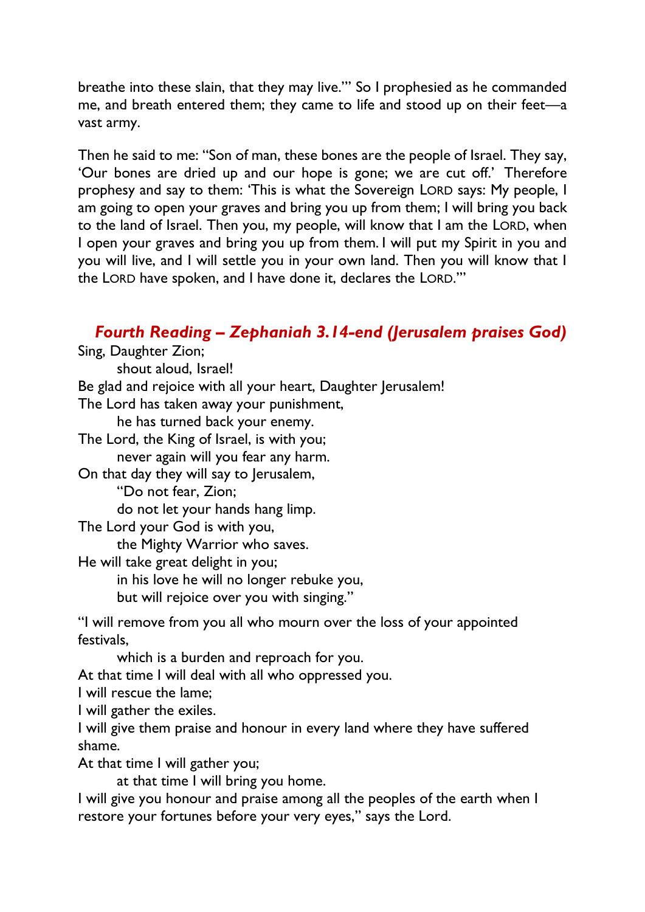breathe into these slain, that they may live.'" So I prophesied as he commanded me, and breath entered them; they came to life and stood up on their feet—a vast army.

Then he said to me: "Son of man, these bones are the people of Israel. They say, 'Our bones are dried up and our hope is gone; we are cut off.' Therefore prophesy and say to them: 'This is what the Sovereign LORD says: My people, I am going to open your graves and bring you up from them; I will bring you back to the land of Israel. Then you, my people, will know that I am the LORD, when I open your graves and bring you up from them. I will put my Spirit in you and you will live, and I will settle you in your own land. Then you will know that I the LORD have spoken, and I have done it, declares the LORD.'"

## *Fourth Reading – Zephaniah 3.14-end (Jerusalem praises God)*

Sing, Daughter Zion;
    shout aloud, Israel!
Be glad and rejoice with all your heart, Daughter Jerusalem!
The Lord has taken away your punishment,
    he has turned back your enemy.
The Lord, the King of Israel, is with you;
    never again will you fear any harm.
On that day they will say to Jerusalem,
    "Do not fear, Zion;
    do not let your hands hang limp.
The Lord your God is with you,
    the Mighty Warrior who saves.
He will take great delight in you;
    in his love he will no longer rebuke you,
    but will rejoice over you with singing."

"I will remove from you all who mourn over the loss of your appointed festivals,
    which is a burden and reproach for you.
At that time I will deal with all who oppressed you.
I will rescue the lame;
I will gather the exiles.
I will give them praise and honour in every land where they have suffered shame.
At that time I will gather you;
    at that time I will bring you home.
I will give you honour and praise among all the peoples of the earth when I restore your fortunes before your very eyes," says the Lord.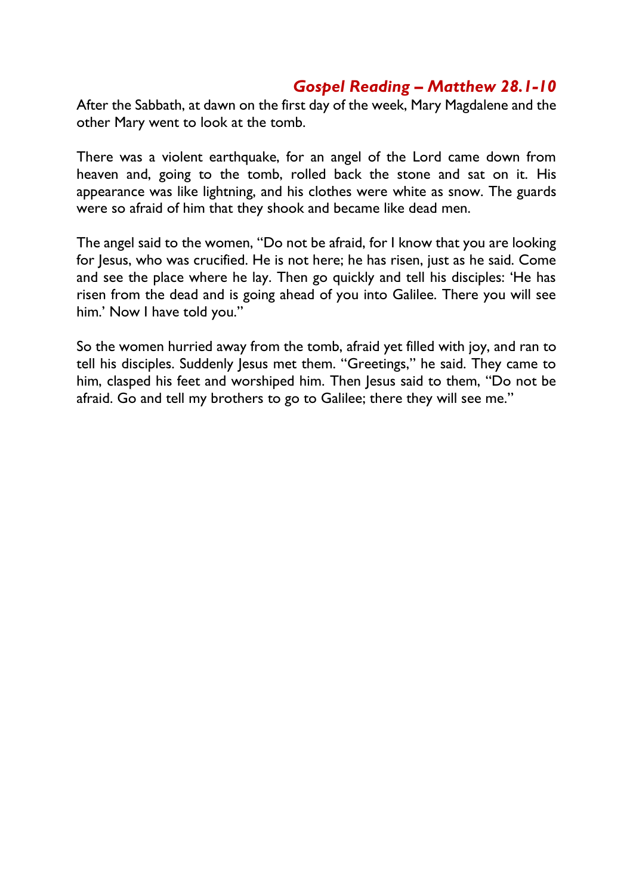## *Gospel Reading – Matthew 28.1-10*

After the Sabbath, at dawn on the first day of the week, Mary Magdalene and the other Mary went to look at the tomb.

There was a violent earthquake, for an angel of the Lord came down from heaven and, going to the tomb, rolled back the stone and sat on it. His appearance was like lightning, and his clothes were white as snow. The guards were so afraid of him that they shook and became like dead men.

The angel said to the women, "Do not be afraid, for I know that you are looking for Jesus, who was crucified. He is not here; he has risen, just as he said. Come and see the place where he lay. Then go quickly and tell his disciples: 'He has risen from the dead and is going ahead of you into Galilee. There you will see him.' Now I have told you."

So the women hurried away from the tomb, afraid yet filled with joy, and ran to tell his disciples. Suddenly Jesus met them. "Greetings," he said. They came to him, clasped his feet and worshiped him. Then Jesus said to them, "Do not be afraid. Go and tell my brothers to go to Galilee; there they will see me."